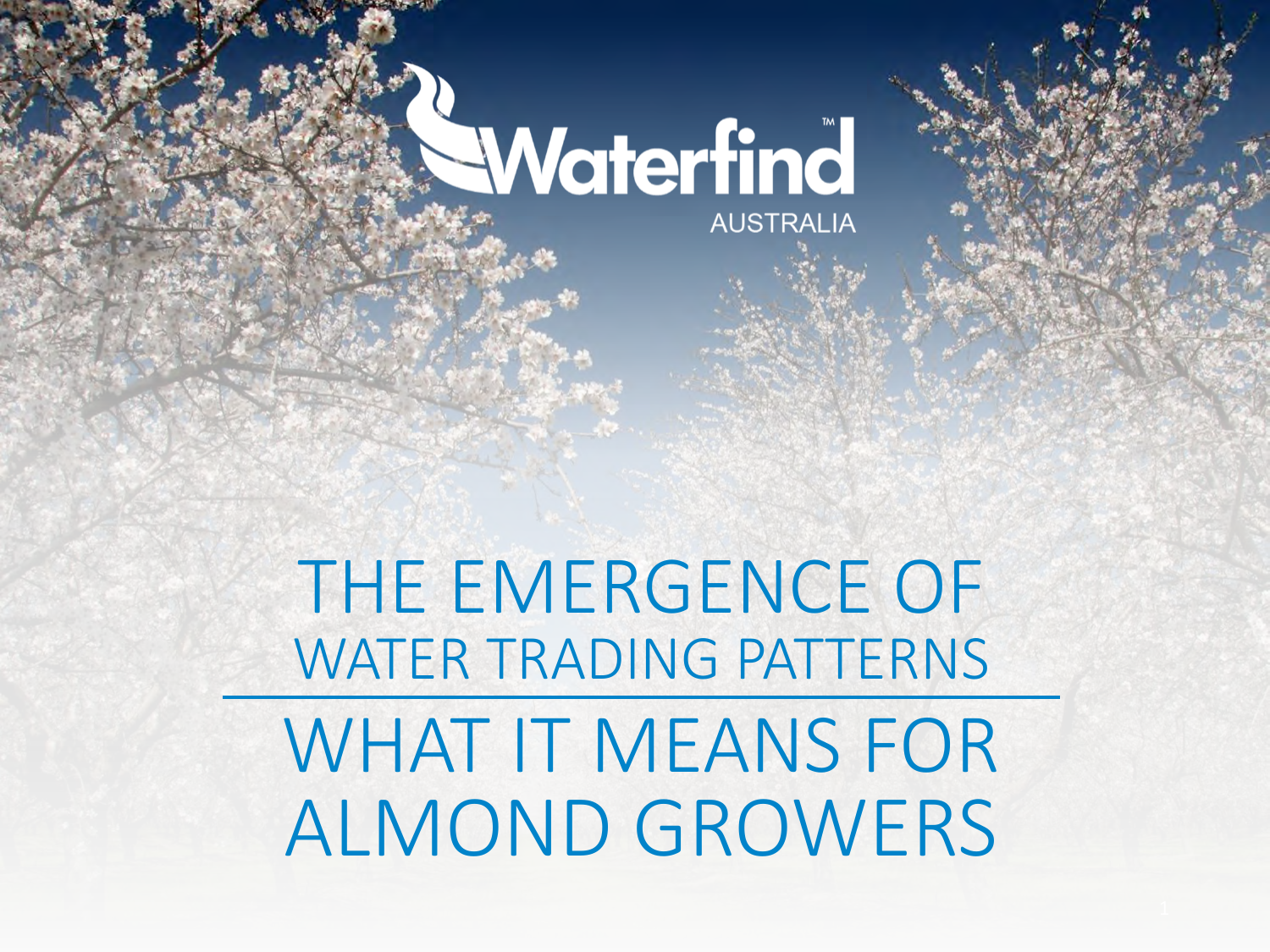Waterfind™ AUSTRALIA

# THE EMERGENCE OF WATER TRADING PATTERNS

# WHAT IT MEANS FOR ALMOND GROWERS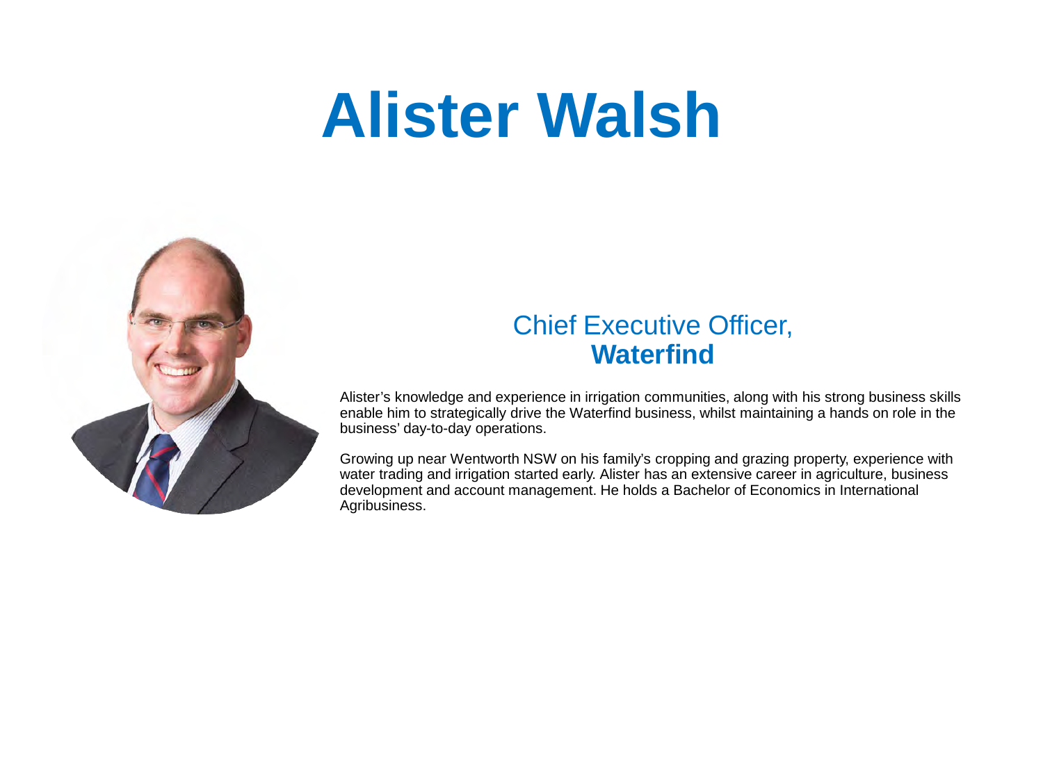# Alister Walsh

## Chief Executive Officer, **Waterfind**

Alister's knowledge and experience in irrigation communities, along with his strong business skills enable him to strategically drive the Waterfind business, whilst maintaining a hands on role in the business' day-to-day operations.

Growing up near Wentworth NSW on his family's cropping and grazing property, experience with water trading and irrigation started early. Alister has an extensive career in agriculture, business development and account management. He holds a Bachelor of Economics in International Agribusiness.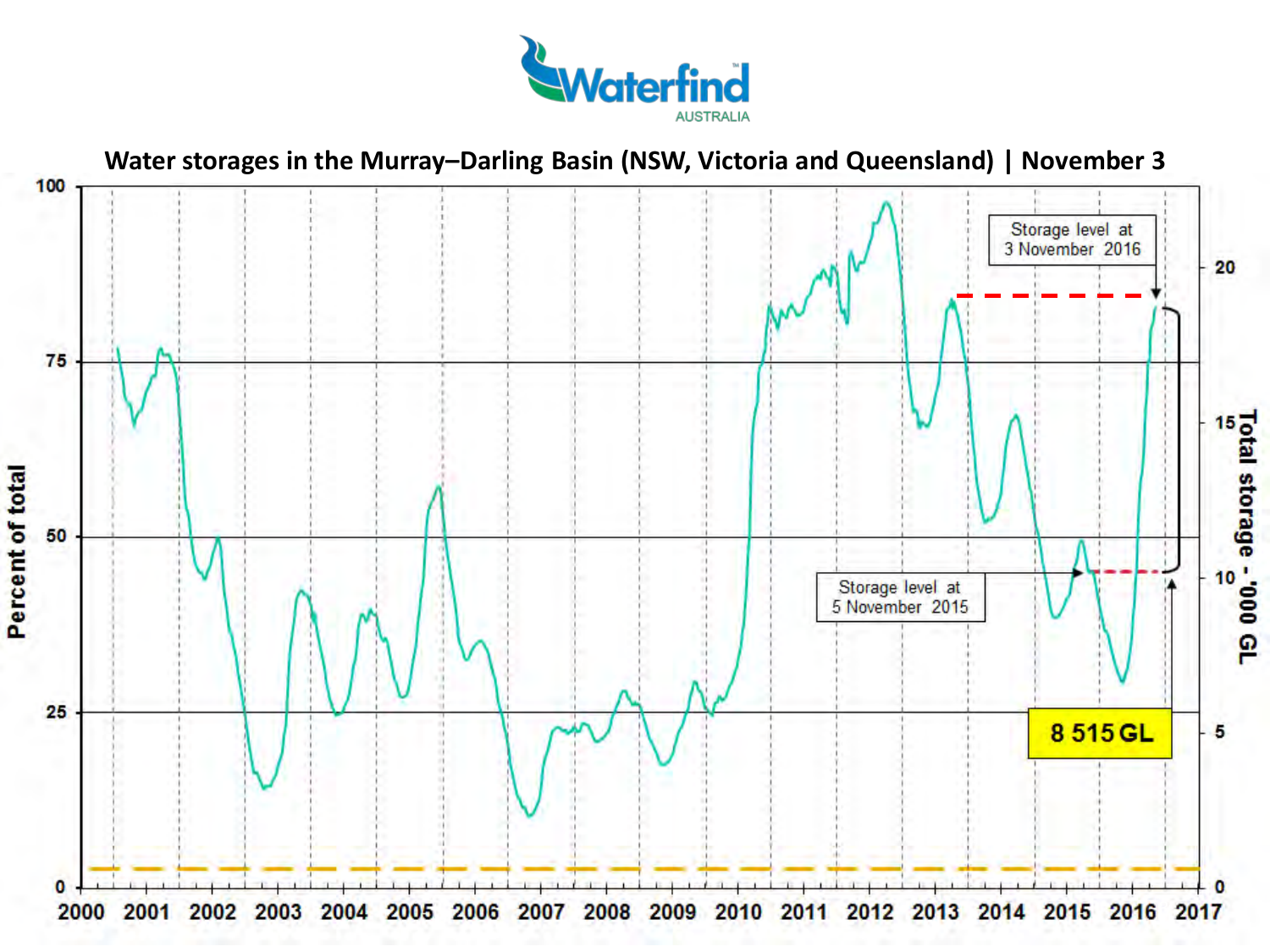Waterfind AUSTRALIA

## Water storages in the Murray–Darling Basin (NSW, Victoria and Queensland) | November 3

Percent of total

Total storage - '000 GL

Storage level at 3 November 2016

Storage level at 5 November 2015

8 515 GL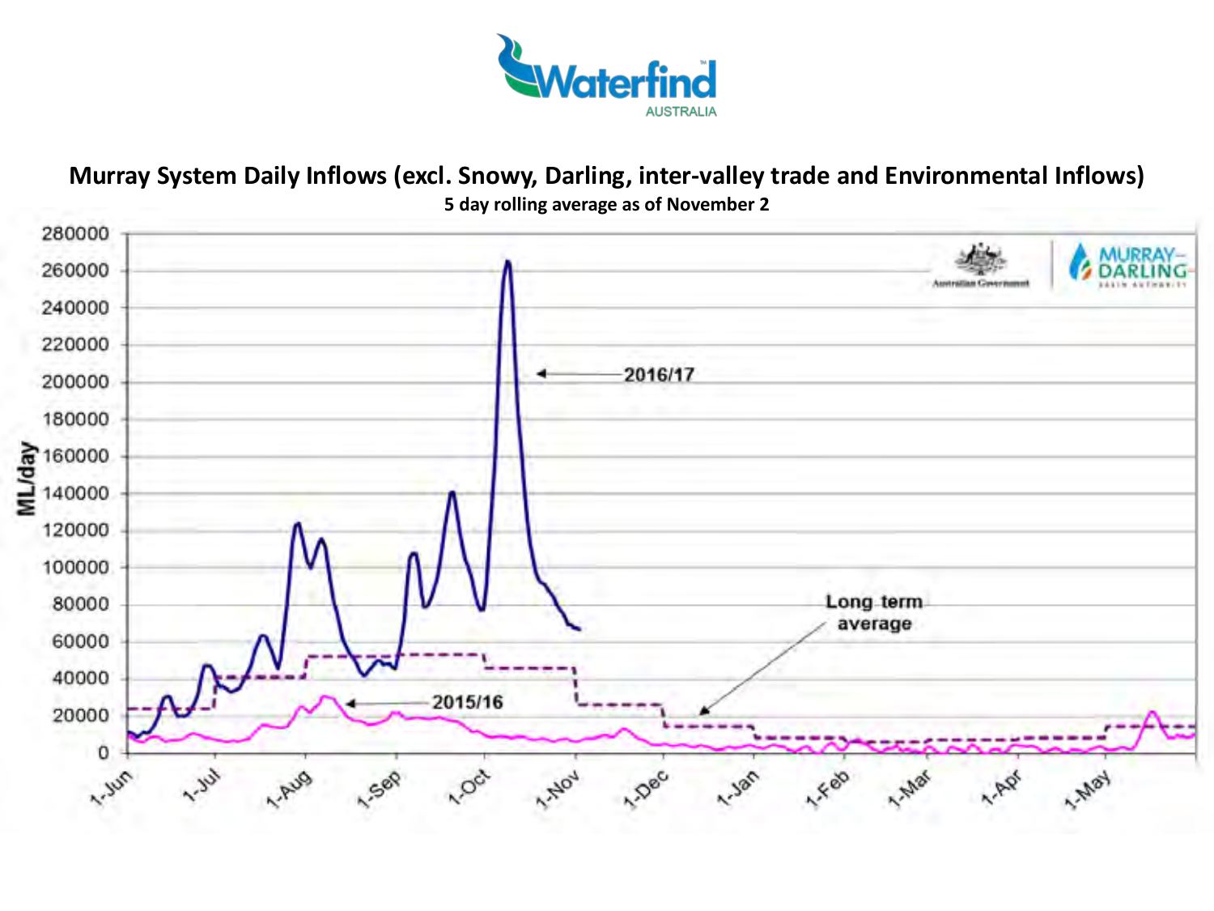**Murray System Daily Inflows (excl. Snowy, Darling, inter-valley trade and Environmental Inflows)**

**5 day rolling average as of November 2**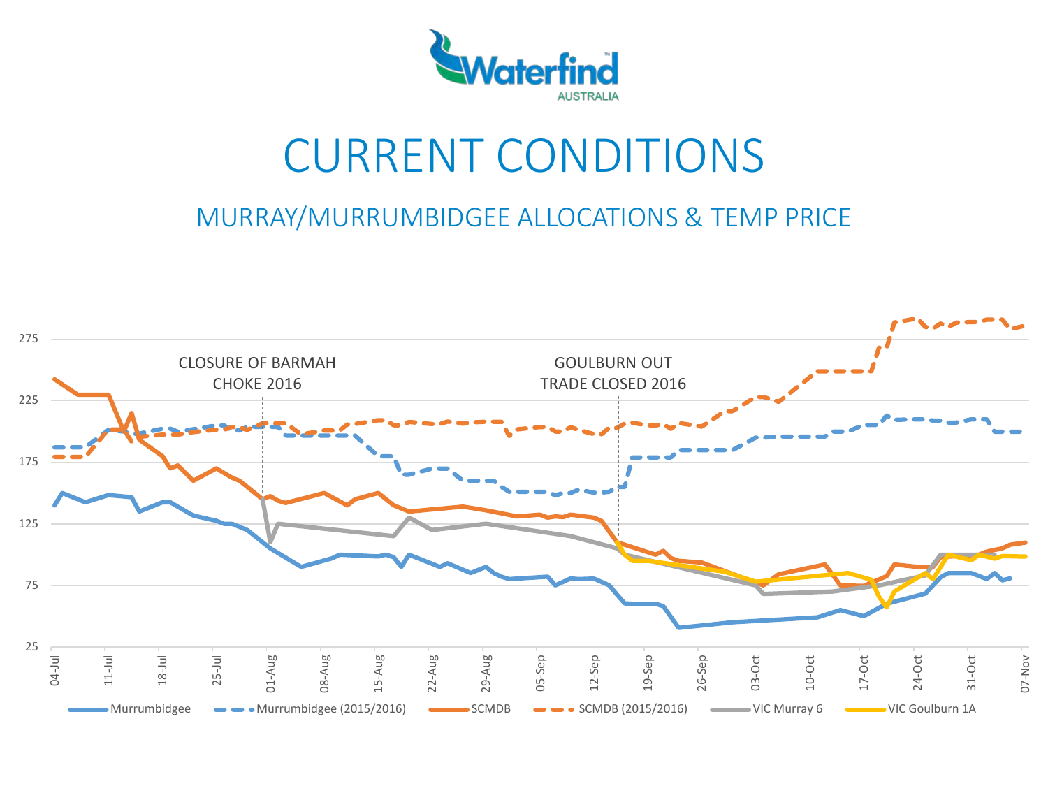# CURRENT CONDITIONS

## MURRAY/MURRUMBIDGEE ALLOCATIONS & TEMP PRICE

CLOSURE OF BARMAH CHOKE 2016

GOULBURN OUT TRADE CLOSED 2016

275, 225, 175, 125, 75, 25

04-Jul, 11-Jul, 18-Jul, 25-Jul, 01-Aug, 08-Aug, 15-Aug, 22-Aug, 29-Aug, 05-Sep, 12-Sep, 19-Sep, 26-Sep, 03-Oct, 10-Oct, 17-Oct, 24-Oct, 31-Oct, 07-Nov

Murrumbidgee | Murrumbidgee (2015/2016) | SCMDB | SCMDB (2015/2016) | VIC Murray 6 | VIC Goulburn 1A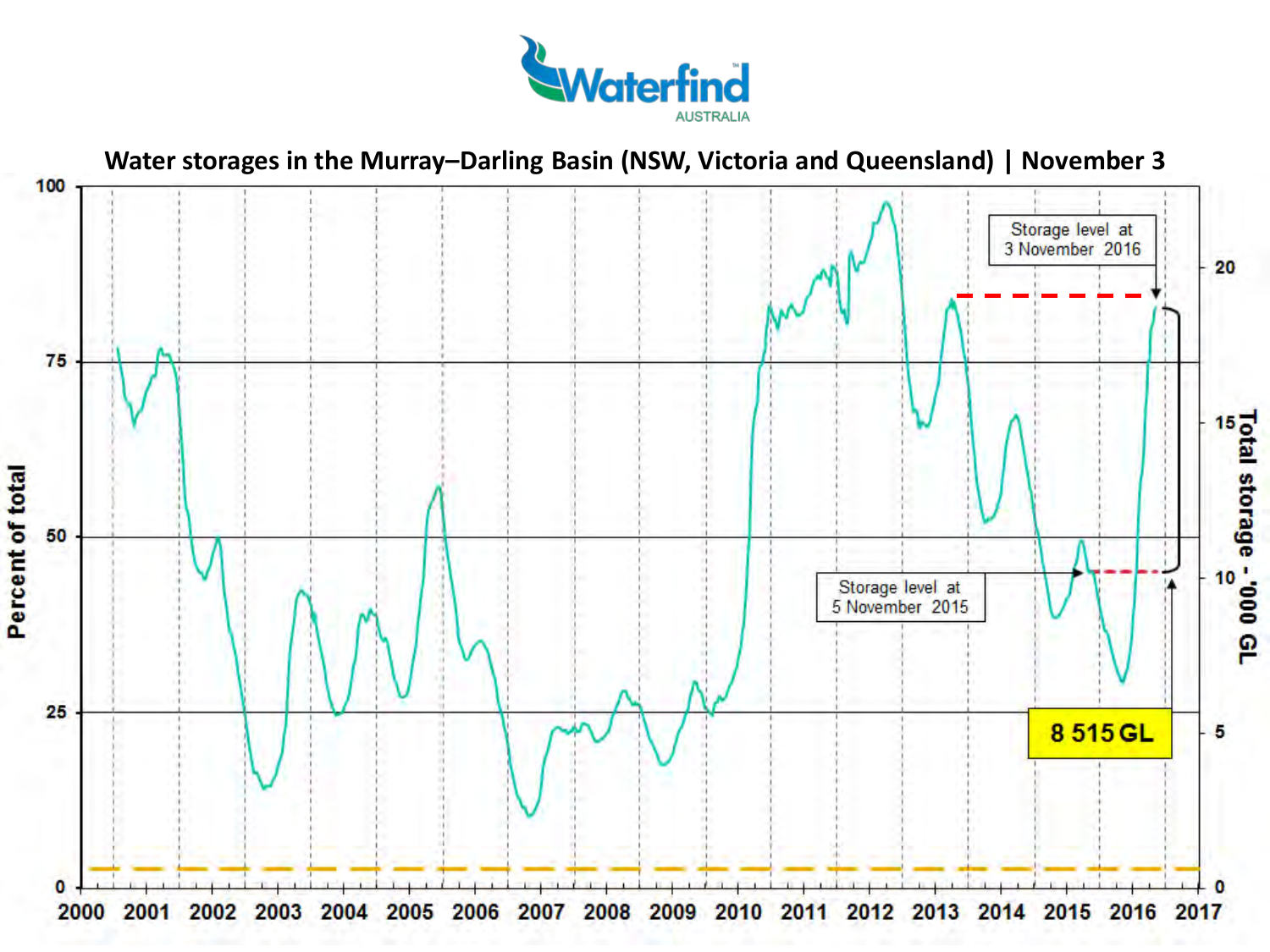Waterfind AUSTRALIA

**Water storages in the Murray–Darling Basin (NSW, Victoria and Queensland) | November 3**

Percent of total

Total storage - '000 GL

Storage level at 3 November 2016

Storage level at 5 November 2015

8 515 GL

0, 25, 50, 75, 100

0, 5, 10, 15, 20

2000, 2001, 2002, 2003, 2004, 2005, 2006, 2007, 2008, 2009, 2010, 2011, 2012, 2013, 2014, 2015, 2016, 2017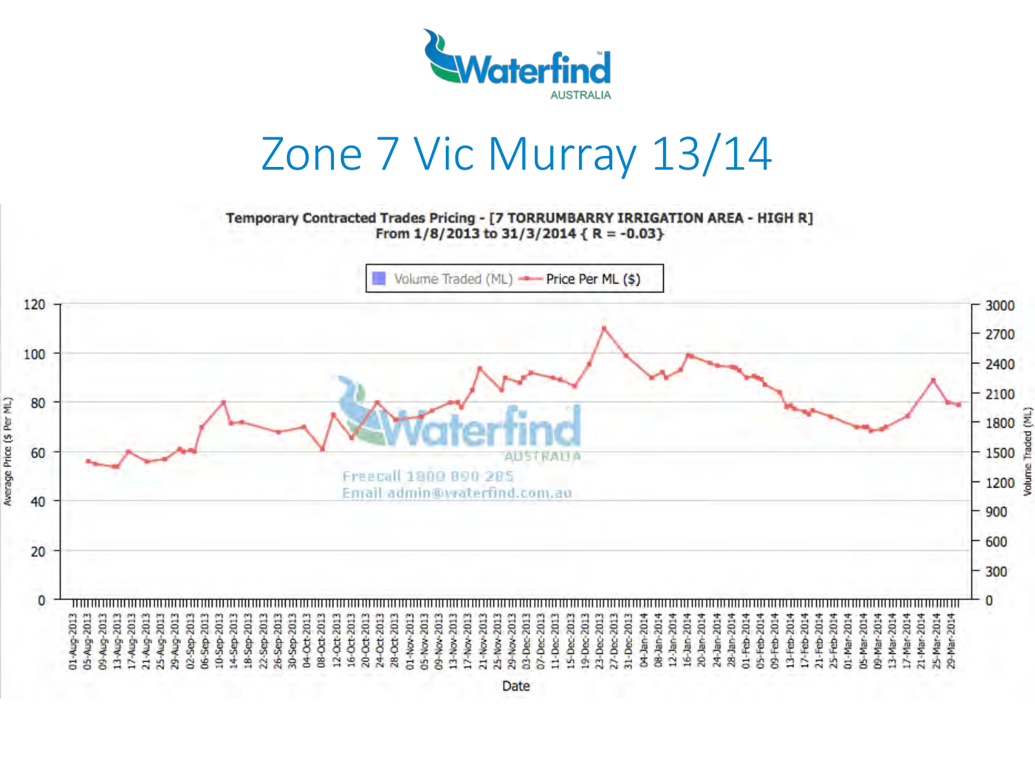# Zone 7 Vic Murray 13/14

**Temporary Contracted Trades Pricing - [7 TORRUMBARRY IRRIGATION AREA - HIGH R]**
**From 1/8/2013 to 31/3/2014 { R = -0.03}**

Volume Traded (ML) — Price Per ML ($)

Average Price ($ Per ML)

Volume Traded (ML)

Date

Freecall 1800 890 285
Email admin@waterfind.com.au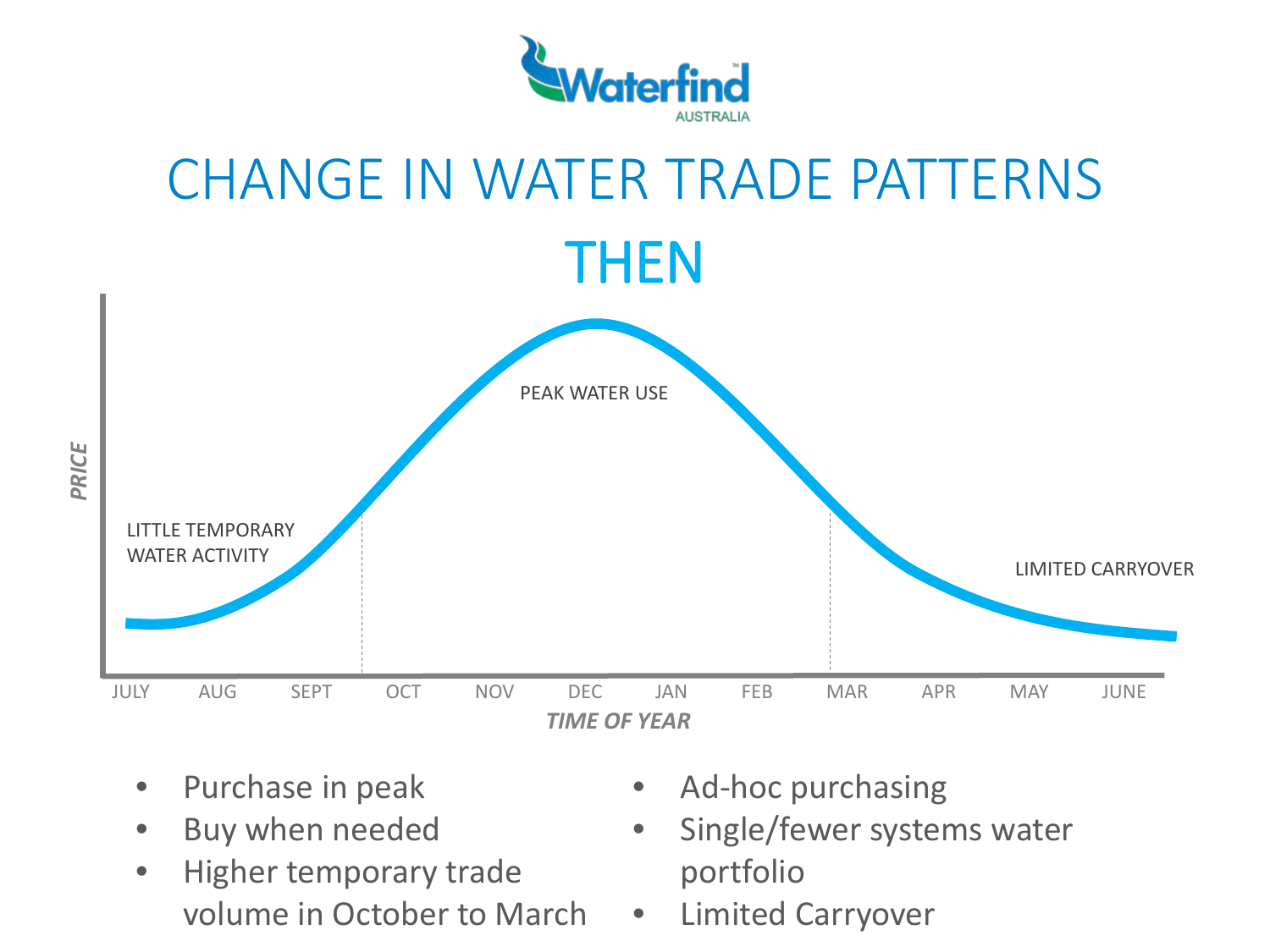# CHANGE IN WATER TRADE PATTERNS

## THEN

PRICE

LITTLE TEMPORARY WATER ACTIVITY

PEAK WATER USE

LIMITED CARRYOVER

JULY AUG SEPT OCT NOV DEC JAN FEB MAR APR MAY JUNE

TIME OF YEAR

- Purchase in peak
- Buy when needed
- Higher temporary trade volume in October to March
- Ad-hoc purchasing
- Single/fewer systems water portfolio
- Limited Carryover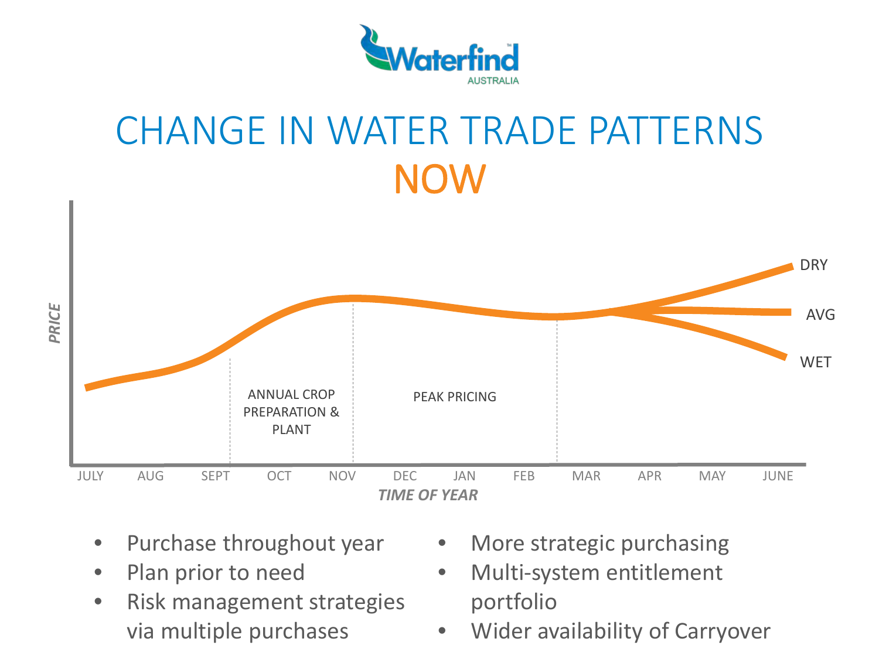# CHANGE IN WATER TRADE PATTERNS
## NOW

PRICE

ANNUAL CROP PREPARATION & PLANT

PEAK PRICING

DRY

AVG

WET

JULY AUG SEPT OCT NOV DEC JAN FEB MAR APR MAY JUNE

TIME OF YEAR

- Purchase throughout year
- Plan prior to need
- Risk management strategies via multiple purchases
- More strategic purchasing
- Multi-system entitlement portfolio
- Wider availability of Carryover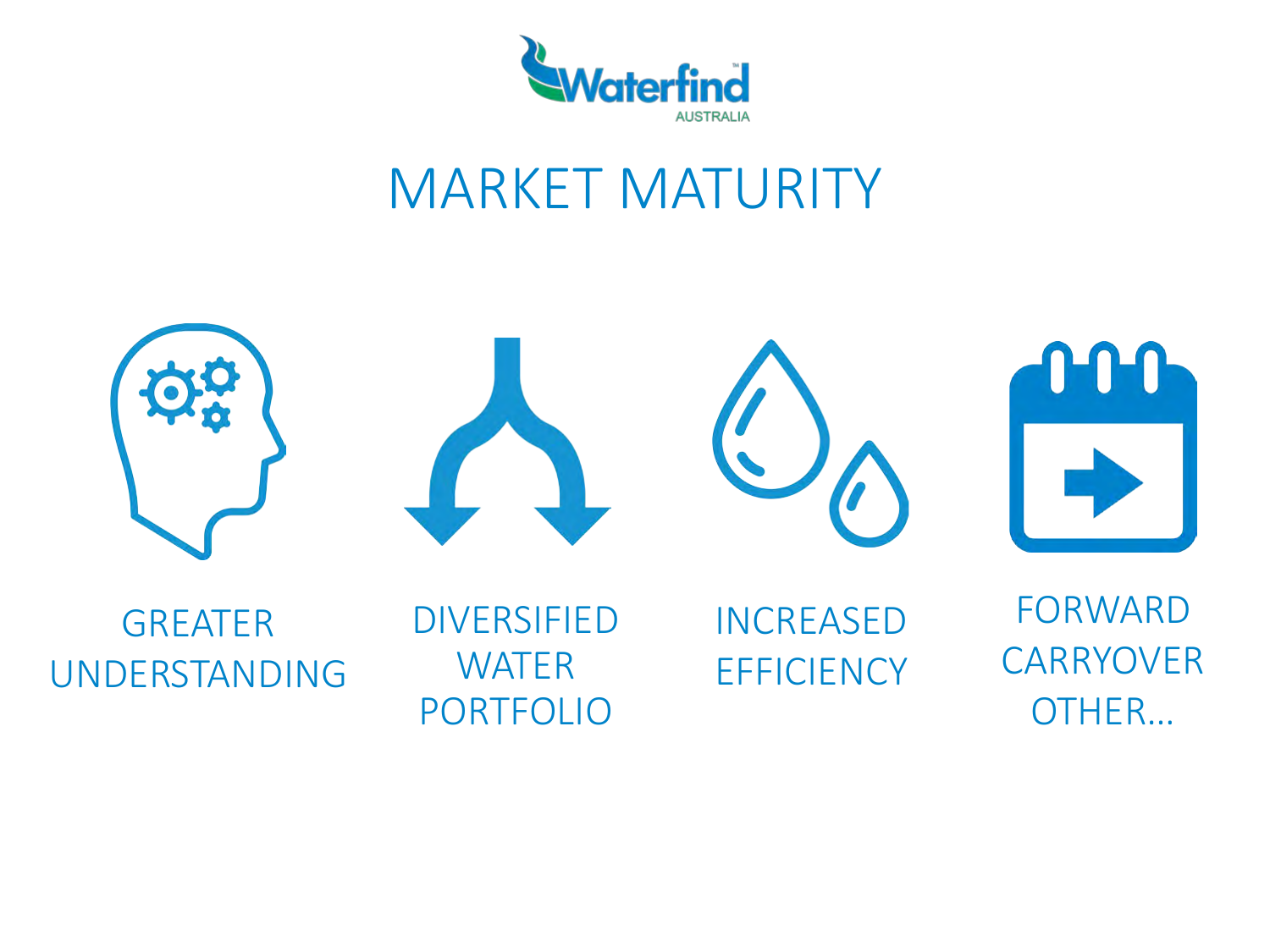Waterfind AUSTRALIA

# MARKET MATURITY

GREATER UNDERSTANDING

DIVERSIFIED WATER PORTFOLIO

INCREASED EFFICIENCY

FORWARD CARRYOVER OTHER…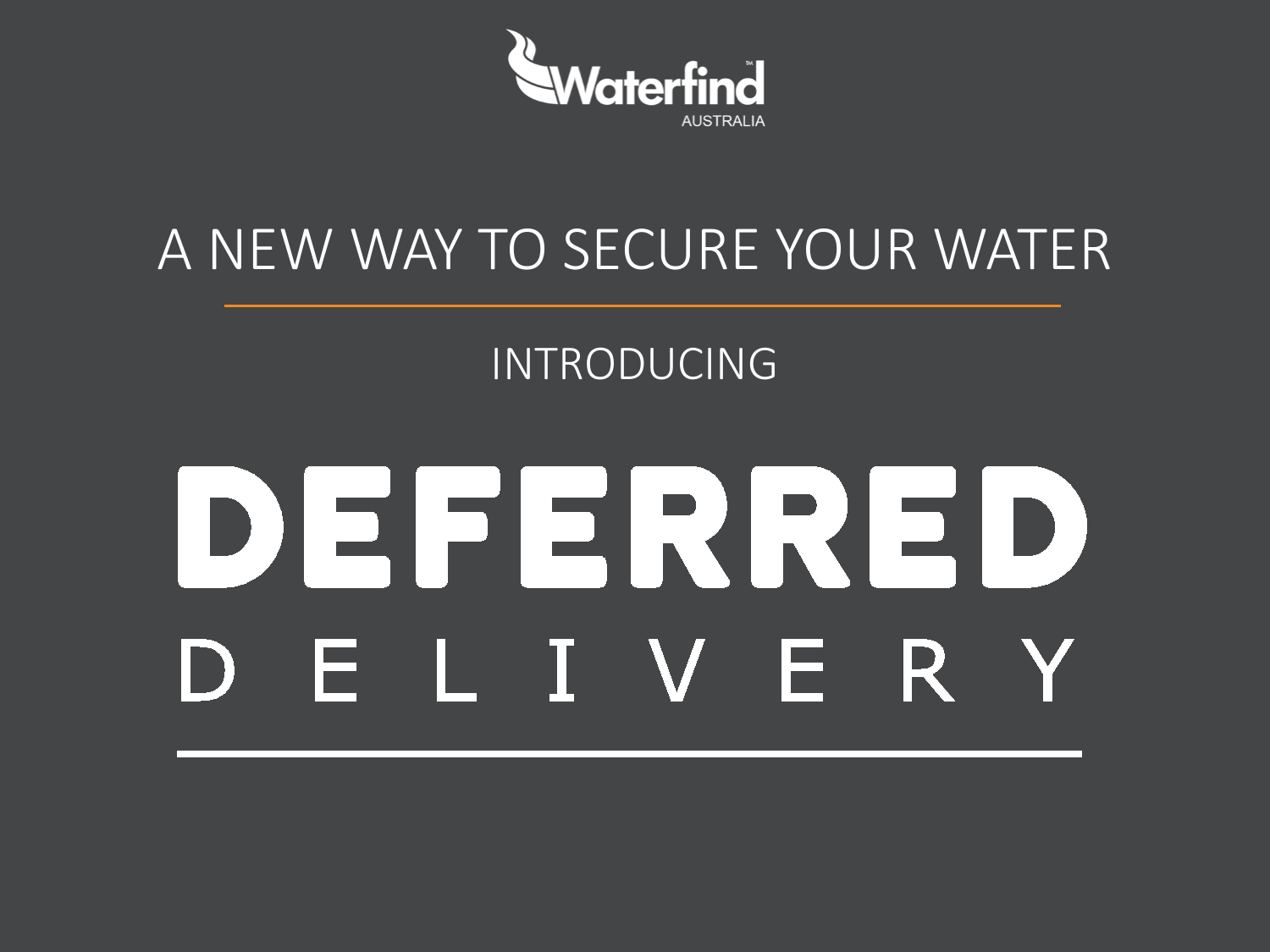Waterfind™ AUSTRALIA

## A NEW WAY TO SECURE YOUR WATER

INTRODUCING

# DEFERRED
# DELIVERY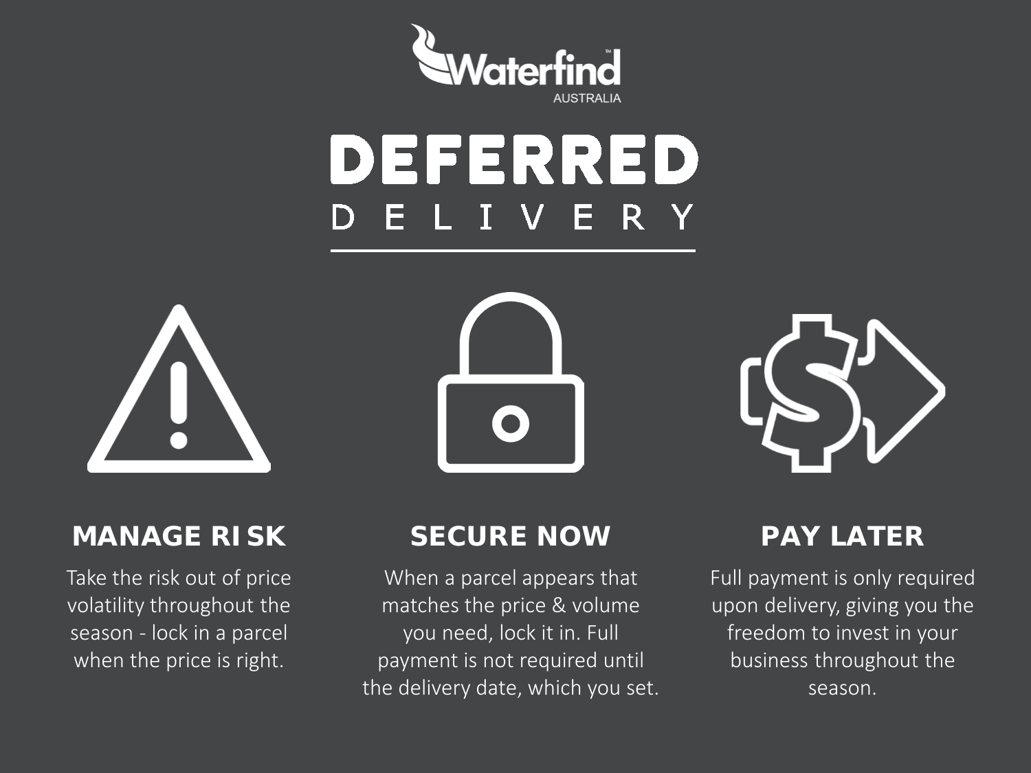Waterfind
AUSTRALIA

# DEFERRED DELIVERY

## MANAGE RISK

Take the risk out of price volatility throughout the season - lock in a parcel when the price is right.

## SECURE NOW

When a parcel appears that matches the price & volume you need, lock it in. Full payment is not required until the delivery date, which you set.

## PAY LATER

Full payment is only required upon delivery, giving you the freedom to invest in your business throughout the season.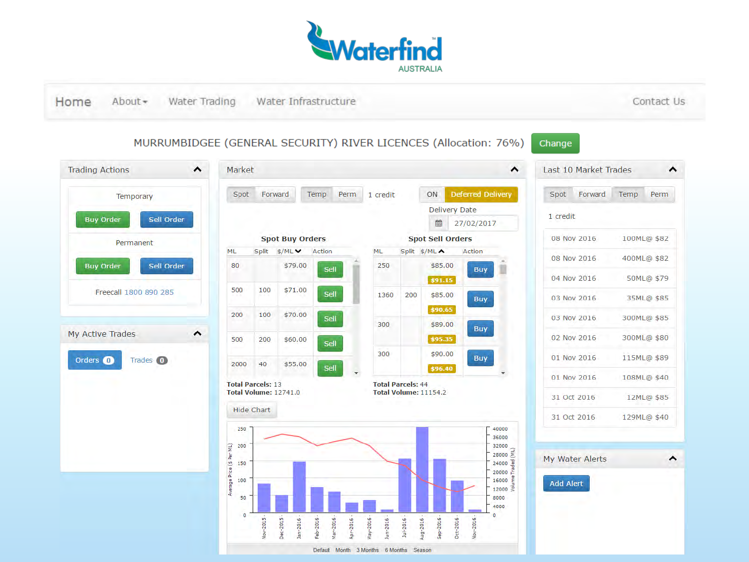# Waterfind AUSTRALIA

Home | About | Water Trading | Water Infrastructure | Contact Us

## MURRUMBIDGEE (GENERAL SECURITY) RIVER LICENCES (Allocation: 76%)

Change

### Trading Actions

Temporary

Buy Order | Sell Order

Permanent

Buy Order | Sell Order

Freecall 1800 890 285

### My Active Trades

Orders 0 | Trades 0

### Market

Spot | Forward | Temp | Perm | 1 credit | ON | Deferred Delivery

Delivery Date: 27/02/2017

**Spot Buy Orders**

| ML | Split | $/ML | Action |
|---|---|---|---|
| 80 | | $79.00 | Sell |
| 500 | 100 | $71.00 | Sell |
| 200 | 100 | $70.00 | Sell |
| 500 | 200 | $60.00 | Sell |
| 2000 | 40 | $55.00 | Sell |

**Total Parcels:** 13
**Total Volume:** 12741.0

**Spot Sell Orders**

| ML | Split | $/ML | Action |
|---|---|---|---|
| 250 | | $85.00 ($91.15) | Buy |
| 1360 | 200 | $85.00 ($90.65) | Buy |
| 300 | | $89.00 ($95.35) | Buy |
| 300 | | $90.00 ($96.40) | Buy |

**Total Parcels:** 44
**Total Volume:** 11154.2

Hide Chart

Default | Month | 3 Months | 6 Months | Season

### Last 10 Market Trades

Spot | Forward | Temp | Perm

1 credit

| Date | Trade |
|---|---|
| 08 Nov 2016 | 100ML@ $82 |
| 08 Nov 2016 | 400ML@ $82 |
| 04 Nov 2016 | 50ML@ $79 |
| 03 Nov 2016 | 35ML@ $85 |
| 03 Nov 2016 | 300ML@ $85 |
| 02 Nov 2016 | 300ML@ $80 |
| 01 Nov 2016 | 115ML@ $89 |
| 01 Nov 2016 | 108ML@ $40 |
| 31 Oct 2016 | 12ML@ $85 |
| 31 Oct 2016 | 129ML@ $40 |

### My Water Alerts

Add Alert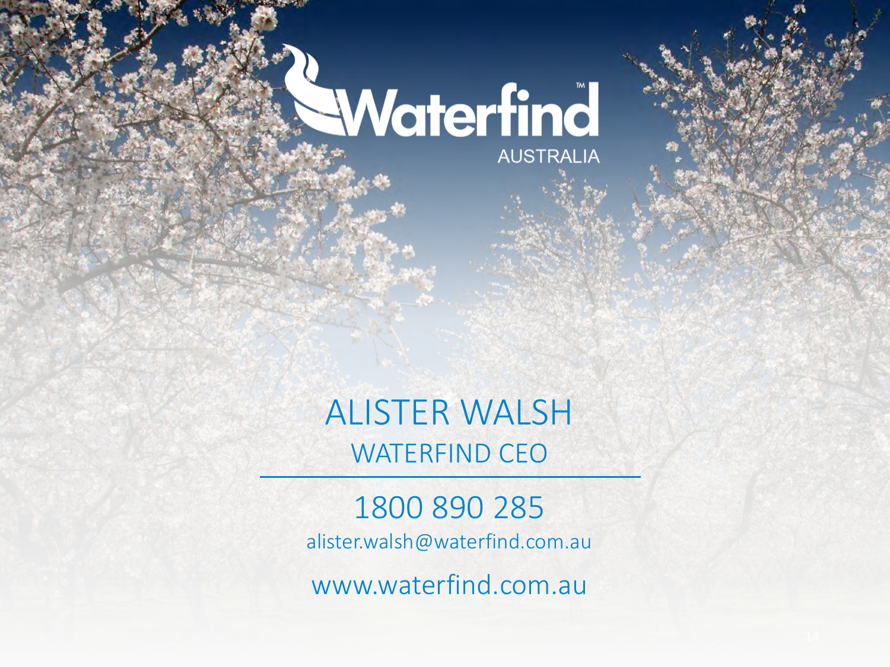Waterfind™

AUSTRALIA

# ALISTER WALSH

## WATERFIND CEO

1800 890 285

alister.walsh@waterfind.com.au

www.waterfind.com.au